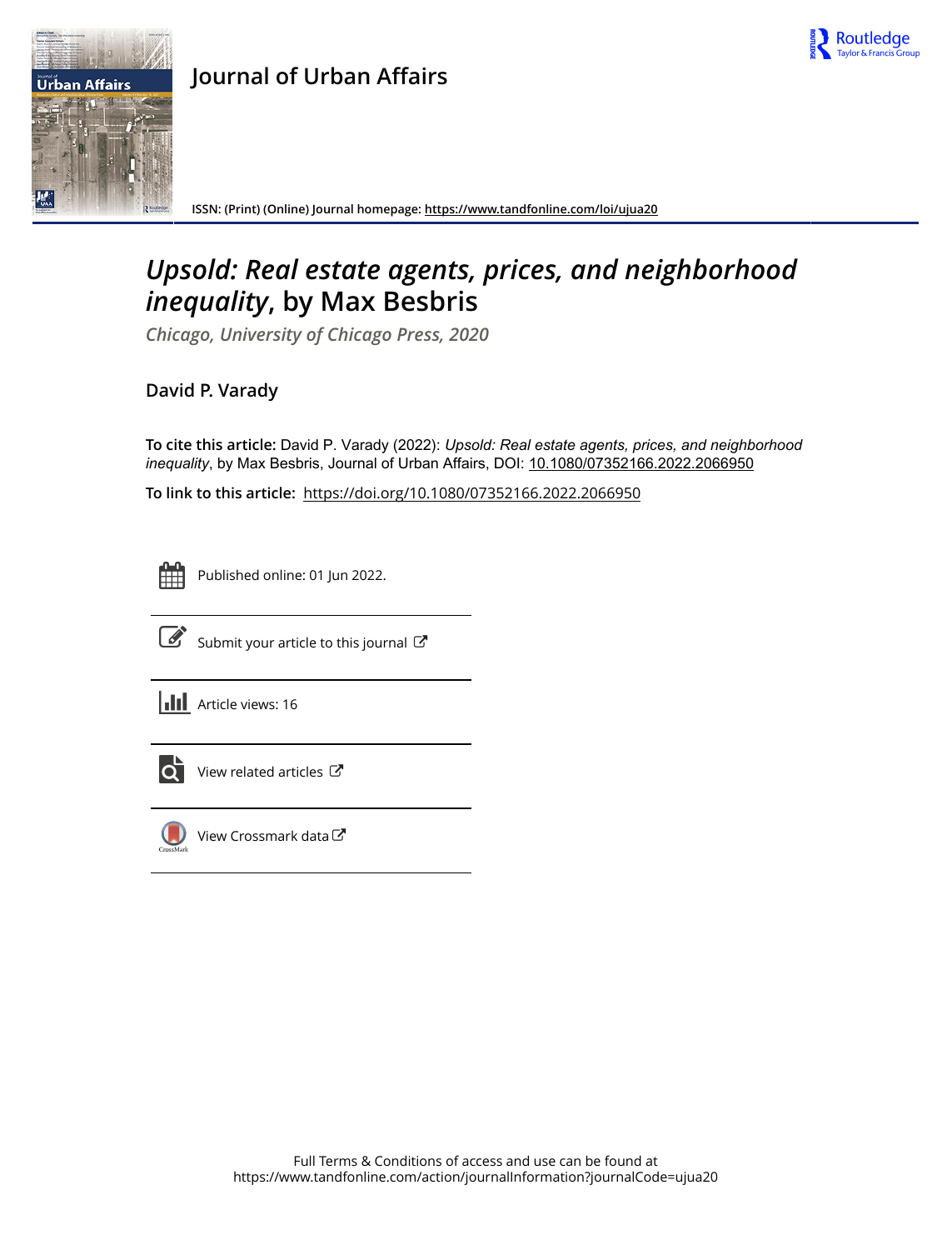# Journal of Urban Affairs

ISSN: (Print) (Online) Journal homepage: https://www.tandfonline.com/loi/ujua20

# *Upsold: Real estate agents, prices, and neighborhood inequality*, by Max Besbris

*Chicago, University of Chicago Press, 2020*

**David P. Varady**

**To cite this article:** David P. Varady (2022): *Upsold: Real estate agents, prices, and neighborhood inequality*, by Max Besbris, Journal of Urban Affairs, DOI: 10.1080/07352166.2022.2066950

**To link to this article:** https://doi.org/10.1080/07352166.2022.2066950

Published online: 01 Jun 2022.

Submit your article to this journal

Article views: 16

View related articles

View Crossmark data

Full Terms & Conditions of access and use can be found at
https://www.tandfonline.com/action/journalInformation?journalCode=ujua20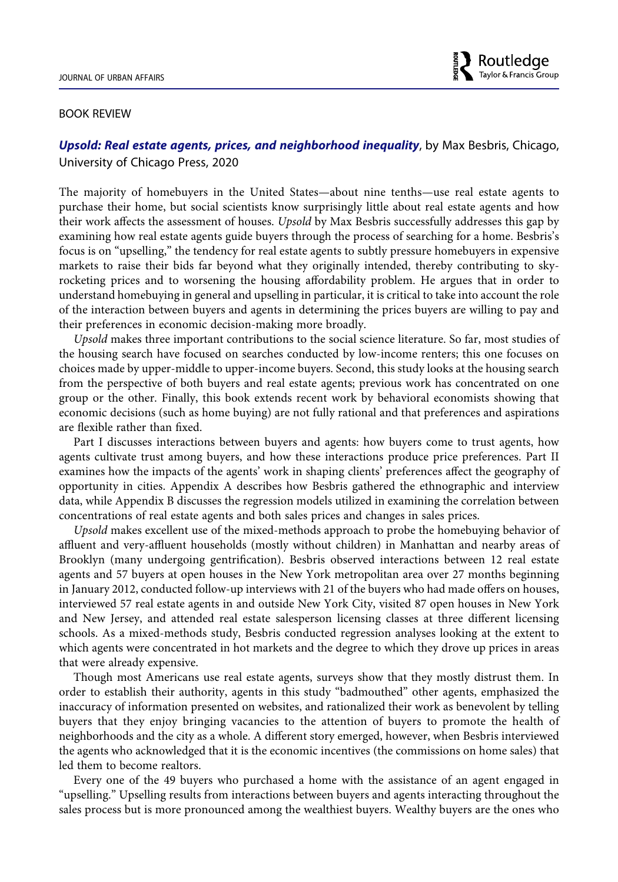## BOOK REVIEW

***Upsold: Real estate agents, prices, and neighborhood inequality***, by Max Besbris, Chicago, University of Chicago Press, 2020

The majority of homebuyers in the United States—about nine tenths—use real estate agents to purchase their home, but social scientists know surprisingly little about real estate agents and how their work affects the assessment of houses. *Upsold* by Max Besbris successfully addresses this gap by examining how real estate agents guide buyers through the process of searching for a home. Besbris's focus is on "upselling," the tendency for real estate agents to subtly pressure homebuyers in expensive markets to raise their bids far beyond what they originally intended, thereby contributing to sky-rocketing prices and to worsening the housing affordability problem. He argues that in order to understand homebuying in general and upselling in particular, it is critical to take into account the role of the interaction between buyers and agents in determining the prices buyers are willing to pay and their preferences in economic decision-making more broadly.

*Upsold* makes three important contributions to the social science literature. So far, most studies of the housing search have focused on searches conducted by low-income renters; this one focuses on choices made by upper-middle to upper-income buyers. Second, this study looks at the housing search from the perspective of both buyers and real estate agents; previous work has concentrated on one group or the other. Finally, this book extends recent work by behavioral economists showing that economic decisions (such as home buying) are not fully rational and that preferences and aspirations are flexible rather than fixed.

Part I discusses interactions between buyers and agents: how buyers come to trust agents, how agents cultivate trust among buyers, and how these interactions produce price preferences. Part II examines how the impacts of the agents' work in shaping clients' preferences affect the geography of opportunity in cities. Appendix A describes how Besbris gathered the ethnographic and interview data, while Appendix B discusses the regression models utilized in examining the correlation between concentrations of real estate agents and both sales prices and changes in sales prices.

*Upsold* makes excellent use of the mixed-methods approach to probe the homebuying behavior of affluent and very-affluent households (mostly without children) in Manhattan and nearby areas of Brooklyn (many undergoing gentrification). Besbris observed interactions between 12 real estate agents and 57 buyers at open houses in the New York metropolitan area over 27 months beginning in January 2012, conducted follow-up interviews with 21 of the buyers who had made offers on houses, interviewed 57 real estate agents in and outside New York City, visited 87 open houses in New York and New Jersey, and attended real estate salesperson licensing classes at three different licensing schools. As a mixed-methods study, Besbris conducted regression analyses looking at the extent to which agents were concentrated in hot markets and the degree to which they drove up prices in areas that were already expensive.

Though most Americans use real estate agents, surveys show that they mostly distrust them. In order to establish their authority, agents in this study "badmouthed" other agents, emphasized the inaccuracy of information presented on websites, and rationalized their work as benevolent by telling buyers that they enjoy bringing vacancies to the attention of buyers to promote the health of neighborhoods and the city as a whole. A different story emerged, however, when Besbris interviewed the agents who acknowledged that it is the economic incentives (the commissions on home sales) that led them to become realtors.

Every one of the 49 buyers who purchased a home with the assistance of an agent engaged in "upselling." Upselling results from interactions between buyers and agents interacting throughout the sales process but is more pronounced among the wealthiest buyers. Wealthy buyers are the ones who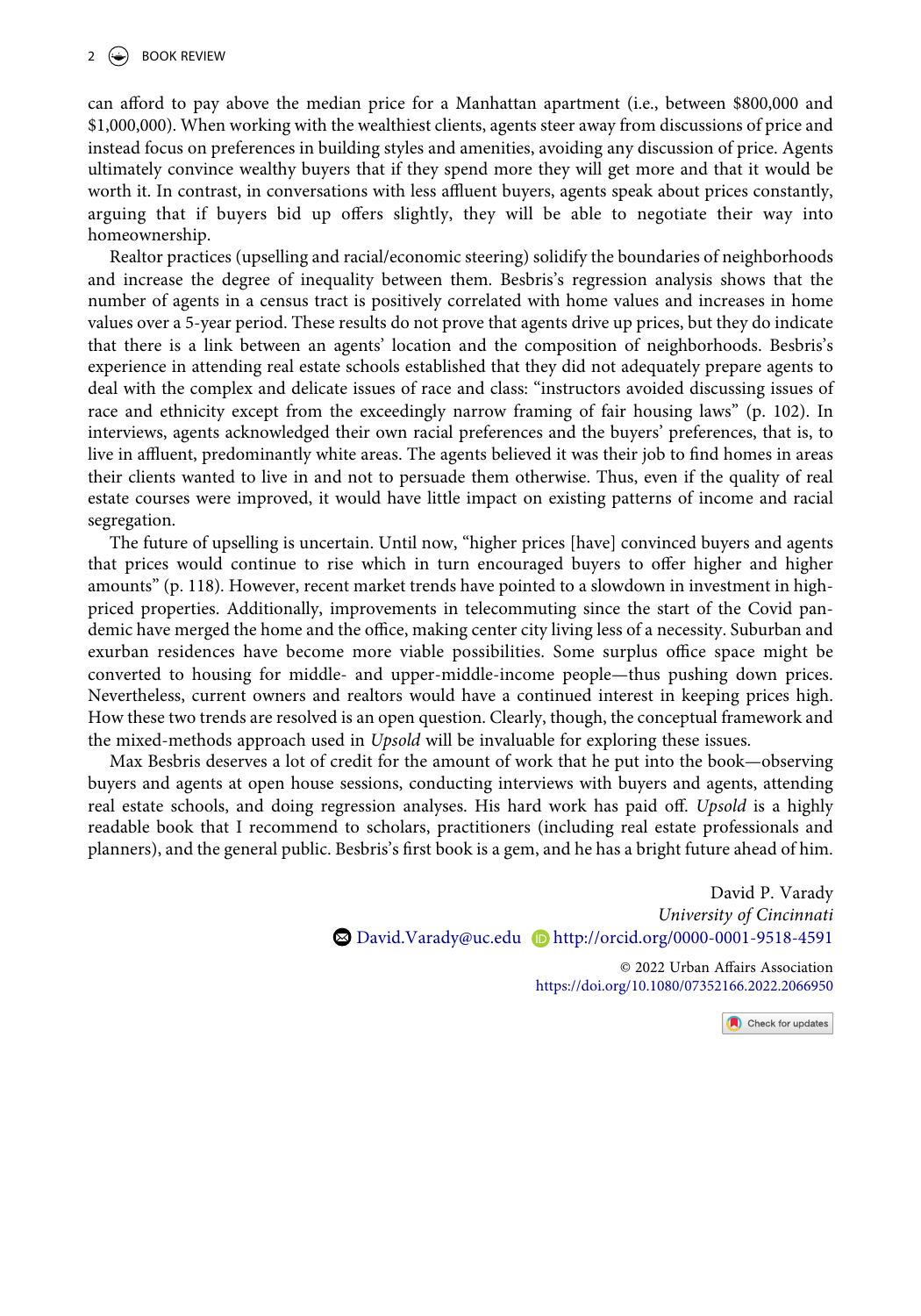can afford to pay above the median price for a Manhattan apartment (i.e., between $800,000 and $1,000,000). When working with the wealthiest clients, agents steer away from discussions of price and instead focus on preferences in building styles and amenities, avoiding any discussion of price. Agents ultimately convince wealthy buyers that if they spend more they will get more and that it would be worth it. In contrast, in conversations with less affluent buyers, agents speak about prices constantly, arguing that if buyers bid up offers slightly, they will be able to negotiate their way into homeownership.

Realtor practices (upselling and racial/economic steering) solidify the boundaries of neighborhoods and increase the degree of inequality between them. Besbris's regression analysis shows that the number of agents in a census tract is positively correlated with home values and increases in home values over a 5-year period. These results do not prove that agents drive up prices, but they do indicate that there is a link between an agents' location and the composition of neighborhoods. Besbris's experience in attending real estate schools established that they did not adequately prepare agents to deal with the complex and delicate issues of race and class: "instructors avoided discussing issues of race and ethnicity except from the exceedingly narrow framing of fair housing laws" (p. 102). In interviews, agents acknowledged their own racial preferences and the buyers' preferences, that is, to live in affluent, predominantly white areas. The agents believed it was their job to find homes in areas their clients wanted to live in and not to persuade them otherwise. Thus, even if the quality of real estate courses were improved, it would have little impact on existing patterns of income and racial segregation.

The future of upselling is uncertain. Until now, "higher prices [have] convinced buyers and agents that prices would continue to rise which in turn encouraged buyers to offer higher and higher amounts" (p. 118). However, recent market trends have pointed to a slowdown in investment in high-priced properties. Additionally, improvements in telecommuting since the start of the Covid pandemic have merged the home and the office, making center city living less of a necessity. Suburban and exurban residences have become more viable possibilities. Some surplus office space might be converted to housing for middle- and upper-middle-income people—thus pushing down prices. Nevertheless, current owners and realtors would have a continued interest in keeping prices high. How these two trends are resolved is an open question. Clearly, though, the conceptual framework and the mixed-methods approach used in *Upsold* will be invaluable for exploring these issues.

Max Besbris deserves a lot of credit for the amount of work that he put into the book—observing buyers and agents at open house sessions, conducting interviews with buyers and agents, attending real estate schools, and doing regression analyses. His hard work has paid off. *Upsold* is a highly readable book that I recommend to scholars, practitioners (including real estate professionals and planners), and the general public. Besbris's first book is a gem, and he has a bright future ahead of him.

David P. Varady
*University of Cincinnati*
David.Varady@uc.edu http://orcid.org/0000-0001-9518-4591

© 2022 Urban Affairs Association
https://doi.org/10.1080/07352166.2022.2066950